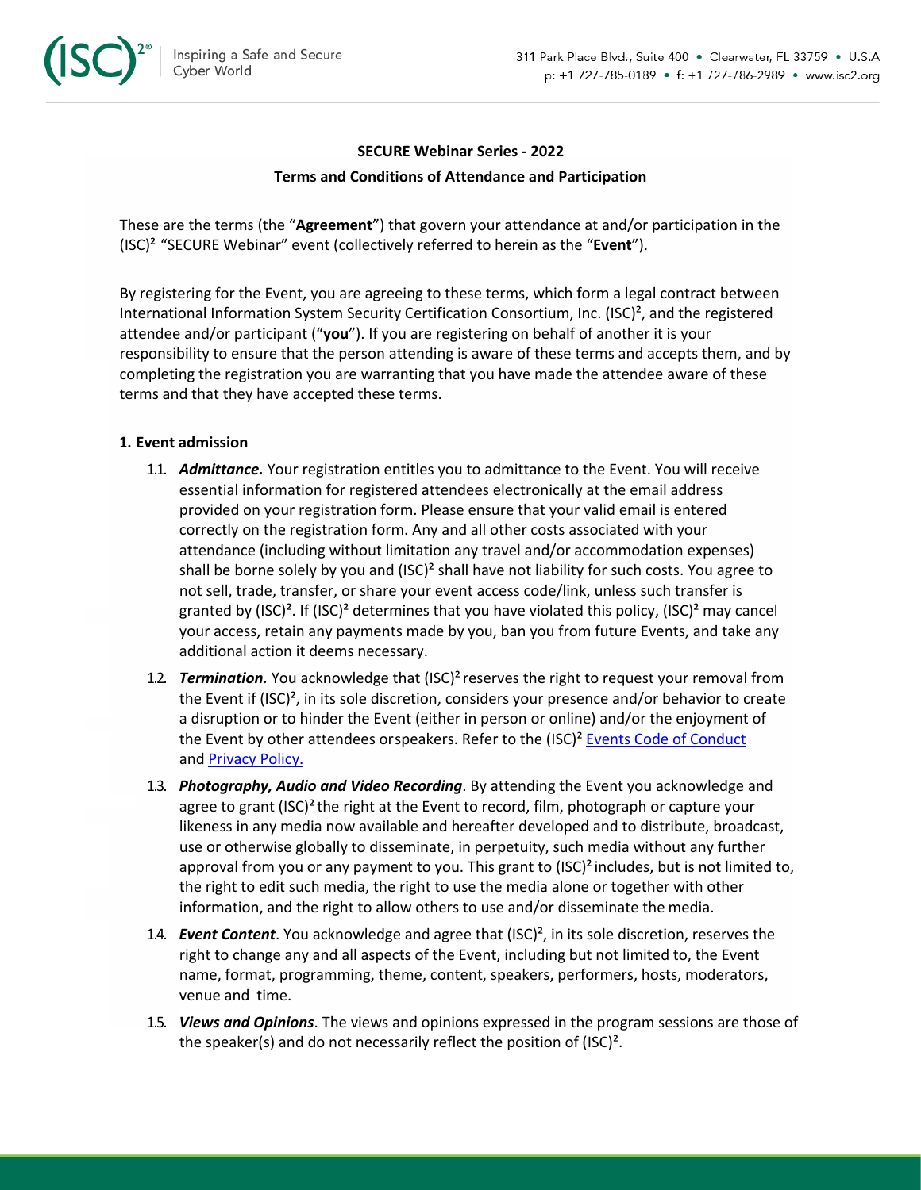**SECURE Webinar Series - 2022**

**Terms and Conditions of Attendance and Participation**

These are the terms (the "**Agreement**") that govern your attendance at and/or participation in the (ISC)² "SECURE Webinar" event (collectively referred to herein as the "**Event**").

By registering for the Event, you are agreeing to these terms, which form a legal contract between International Information System Security Certification Consortium, Inc. (ISC)², and the registered attendee and/or participant ("**you**"). If you are registering on behalf of another it is your responsibility to ensure that the person attending is aware of these terms and accepts them, and by completing the registration you are warranting that you have made the attendee aware of these terms and that they have accepted these terms.

**1. Event admission**

1.1. ***Admittance.*** Your registration entitles you to admittance to the Event. You will receive essential information for registered attendees electronically at the email address provided on your registration form. Please ensure that your valid email is entered correctly on the registration form. Any and all other costs associated with your attendance (including without limitation any travel and/or accommodation expenses) shall be borne solely by you and (ISC)² shall have not liability for such costs. You agree to not sell, trade, transfer, or share your event access code/link, unless such transfer is granted by (ISC)². If (ISC)² determines that you have violated this policy, (ISC)² may cancel your access, retain any payments made by you, ban you from future Events, and take any additional action it deems necessary.

1.2. ***Termination.*** You acknowledge that (ISC)² reserves the right to request your removal from the Event if (ISC)², in its sole discretion, considers your presence and/or behavior to create a disruption or to hinder the Event (either in person or online) and/or the enjoyment of the Event by other attendees orspeakers. Refer to the (ISC)² Events Code of Conduct and Privacy Policy.

1.3. ***Photography, Audio and Video Recording***. By attending the Event you acknowledge and agree to grant (ISC)² the right at the Event to record, film, photograph or capture your likeness in any media now available and hereafter developed and to distribute, broadcast, use or otherwise globally to disseminate, in perpetuity, such media without any further approval from you or any payment to you. This grant to (ISC)² includes, but is not limited to, the right to edit such media, the right to use the media alone or together with other information, and the right to allow others to use and/or disseminate the media.

1.4. ***Event Content***. You acknowledge and agree that (ISC)², in its sole discretion, reserves the right to change any and all aspects of the Event, including but not limited to, the Event name, format, programming, theme, content, speakers, performers, hosts, moderators, venue and time.

1.5. ***Views and Opinions***. The views and opinions expressed in the program sessions are those of the speaker(s) and do not necessarily reflect the position of (ISC)².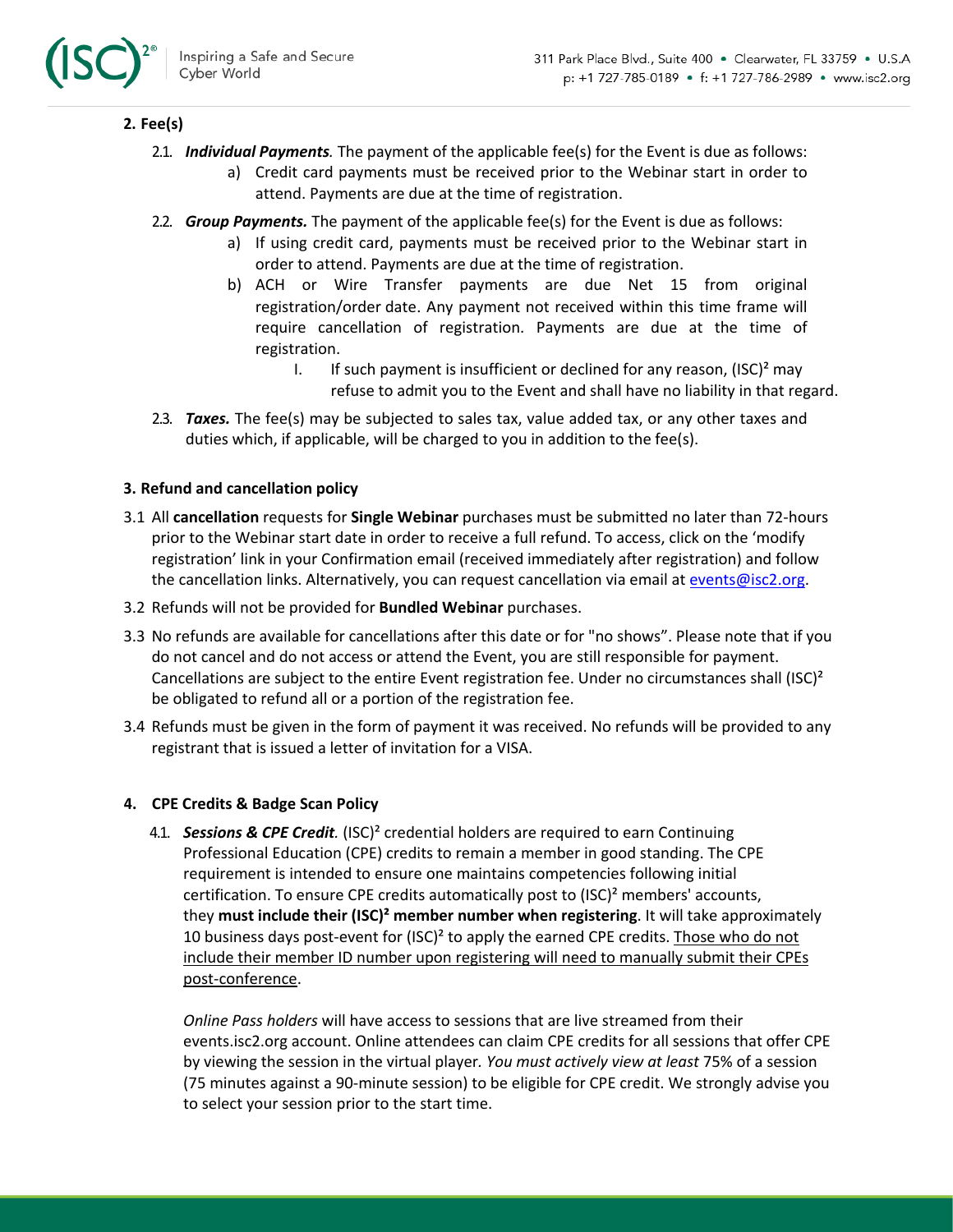## 2. Fee(s)

2.1. ***Individual Payments.*** The payment of the applicable fee(s) for the Event is due as follows:

   a) Credit card payments must be received prior to the Webinar start in order to attend. Payments are due at the time of registration.

2.2. ***Group Payments.*** The payment of the applicable fee(s) for the Event is due as follows:

   a) If using credit card, payments must be received prior to the Webinar start in order to attend. Payments are due at the time of registration.

   b) ACH or Wire Transfer payments are due Net 15 from original registration/order date. Any payment not received within this time frame will require cancellation of registration. Payments are due at the time of registration.

      I. If such payment is insufficient or declined for any reason, (ISC)² may refuse to admit you to the Event and shall have no liability in that regard.

2.3. ***Taxes.*** The fee(s) may be subjected to sales tax, value added tax, or any other taxes and duties which, if applicable, will be charged to you in addition to the fee(s).

## 3. Refund and cancellation policy

3.1 All **cancellation** requests for **Single Webinar** purchases must be submitted no later than 72-hours prior to the Webinar start date in order to receive a full refund. To access, click on the 'modify registration' link in your Confirmation email (received immediately after registration) and follow the cancellation links. Alternatively, you can request cancellation via email at events@isc2.org.

3.2 Refunds will not be provided for **Bundled Webinar** purchases.

3.3 No refunds are available for cancellations after this date or for "no shows". Please note that if you do not cancel and do not access or attend the Event, you are still responsible for payment. Cancellations are subject to the entire Event registration fee. Under no circumstances shall (ISC)² be obligated to refund all or a portion of the registration fee.

3.4 Refunds must be given in the form of payment it was received. No refunds will be provided to any registrant that is issued a letter of invitation for a VISA.

## 4. CPE Credits & Badge Scan Policy

4.1. ***Sessions & CPE Credit.*** (ISC)² credential holders are required to earn Continuing Professional Education (CPE) credits to remain a member in good standing. The CPE requirement is intended to ensure one maintains competencies following initial certification. To ensure CPE credits automatically post to (ISC)² members' accounts, they **must include their (ISC)² member number when registering**. It will take approximately 10 business days post-event for (ISC)² to apply the earned CPE credits. Those who do not include their member ID number upon registering will need to manually submit their CPEs post-conference.

*Online Pass holders* will have access to sessions that are live streamed from their events.isc2.org account. Online attendees can claim CPE credits for all sessions that offer CPE by viewing the session in the virtual player. *You must actively view at least* 75% of a session (75 minutes against a 90-minute session) to be eligible for CPE credit. We strongly advise you to select your session prior to the start time.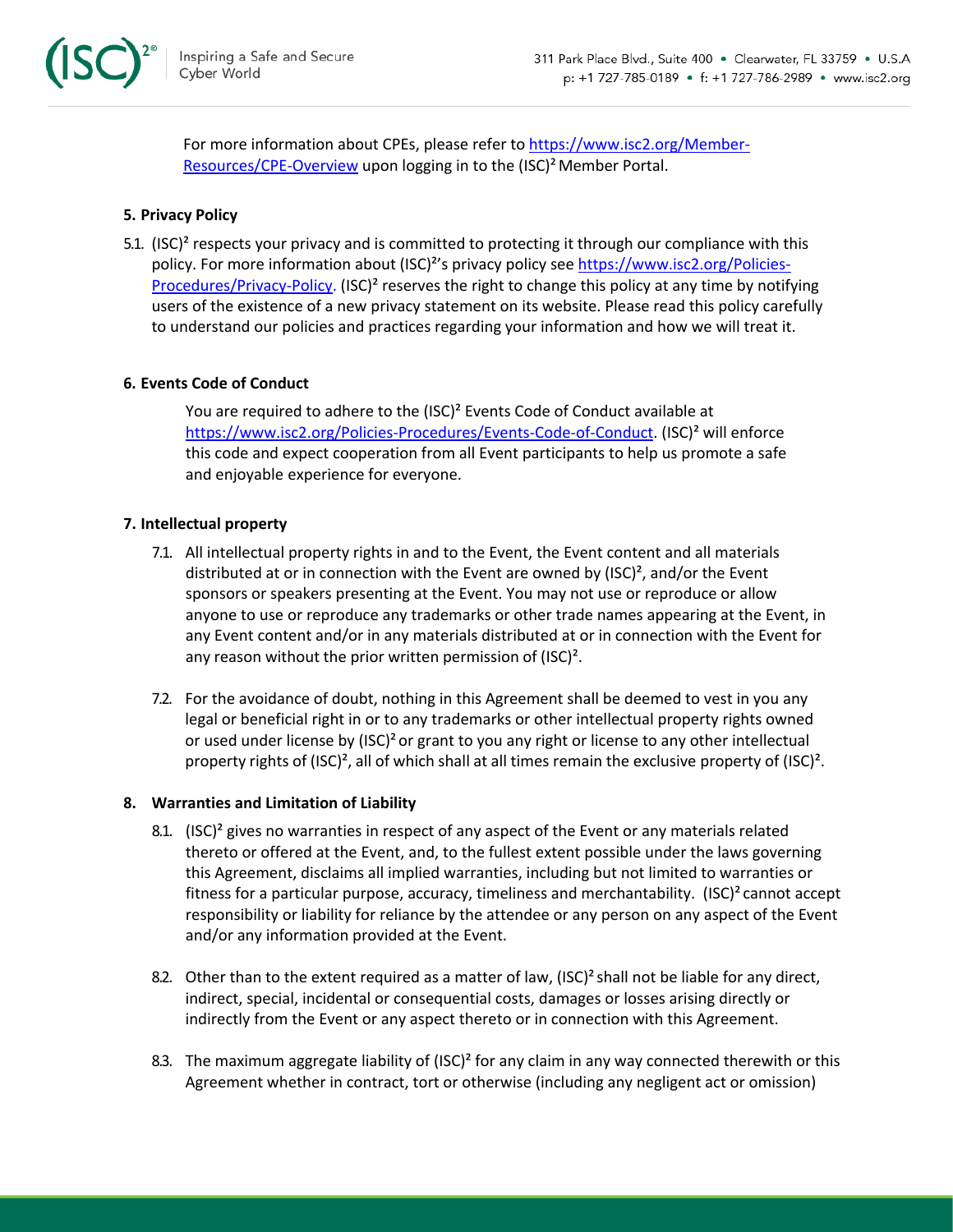For more information about CPEs, please refer to https://www.isc2.org/Member-Resources/CPE-Overview upon logging in to the (ISC)² Member Portal.

**5. Privacy Policy**

5.1. (ISC)² respects your privacy and is committed to protecting it through our compliance with this policy. For more information about (ISC)²'s privacy policy see https://www.isc2.org/Policies-Procedures/Privacy-Policy. (ISC)² reserves the right to change this policy at any time by notifying users of the existence of a new privacy statement on its website. Please read this policy carefully to understand our policies and practices regarding your information and how we will treat it.

**6. Events Code of Conduct**

You are required to adhere to the (ISC)² Events Code of Conduct available at https://www.isc2.org/Policies-Procedures/Events-Code-of-Conduct. (ISC)² will enforce this code and expect cooperation from all Event participants to help us promote a safe and enjoyable experience for everyone.

**7. Intellectual property**

7.1. All intellectual property rights in and to the Event, the Event content and all materials distributed at or in connection with the Event are owned by (ISC)², and/or the Event sponsors or speakers presenting at the Event. You may not use or reproduce or allow anyone to use or reproduce any trademarks or other trade names appearing at the Event, in any Event content and/or in any materials distributed at or in connection with the Event for any reason without the prior written permission of (ISC)².

7.2. For the avoidance of doubt, nothing in this Agreement shall be deemed to vest in you any legal or beneficial right in or to any trademarks or other intellectual property rights owned or used under license by (ISC)² or grant to you any right or license to any other intellectual property rights of (ISC)², all of which shall at all times remain the exclusive property of (ISC)².

**8. Warranties and Limitation of Liability**

8.1. (ISC)² gives no warranties in respect of any aspect of the Event or any materials related thereto or offered at the Event, and, to the fullest extent possible under the laws governing this Agreement, disclaims all implied warranties, including but not limited to warranties or fitness for a particular purpose, accuracy, timeliness and merchantability. (ISC)² cannot accept responsibility or liability for reliance by the attendee or any person on any aspect of the Event and/or any information provided at the Event.

8.2. Other than to the extent required as a matter of law, (ISC)² shall not be liable for any direct, indirect, special, incidental or consequential costs, damages or losses arising directly or indirectly from the Event or any aspect thereto or in connection with this Agreement.

8.3. The maximum aggregate liability of (ISC)² for any claim in any way connected therewith or this Agreement whether in contract, tort or otherwise (including any negligent act or omission)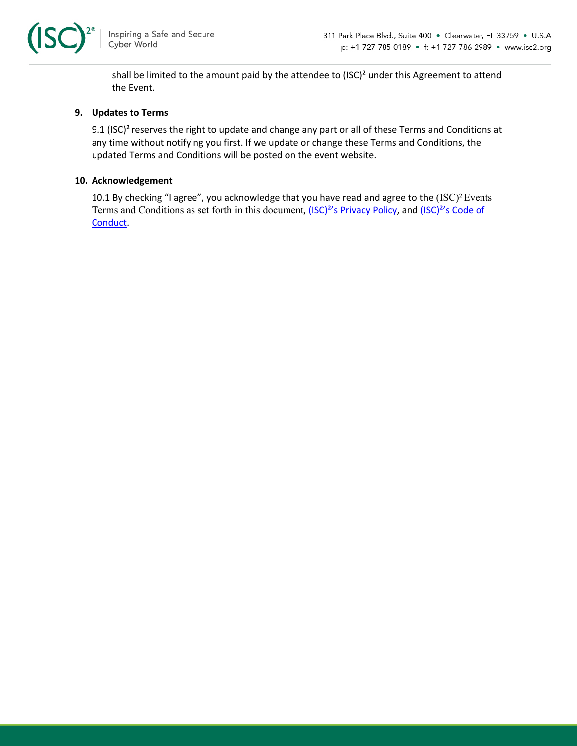shall be limited to the amount paid by the attendee to (ISC)² under this Agreement to attend the Event.

**9. Updates to Terms**

9.1 (ISC)² reserves the right to update and change any part or all of these Terms and Conditions at any time without notifying you first. If we update or change these Terms and Conditions, the updated Terms and Conditions will be posted on the event website.

**10. Acknowledgement**

10.1 By checking "I agree", you acknowledge that you have read and agree to the (ISC)² Events Terms and Conditions as set forth in this document, (ISC)²'s Privacy Policy, and (ISC)²'s Code of Conduct.